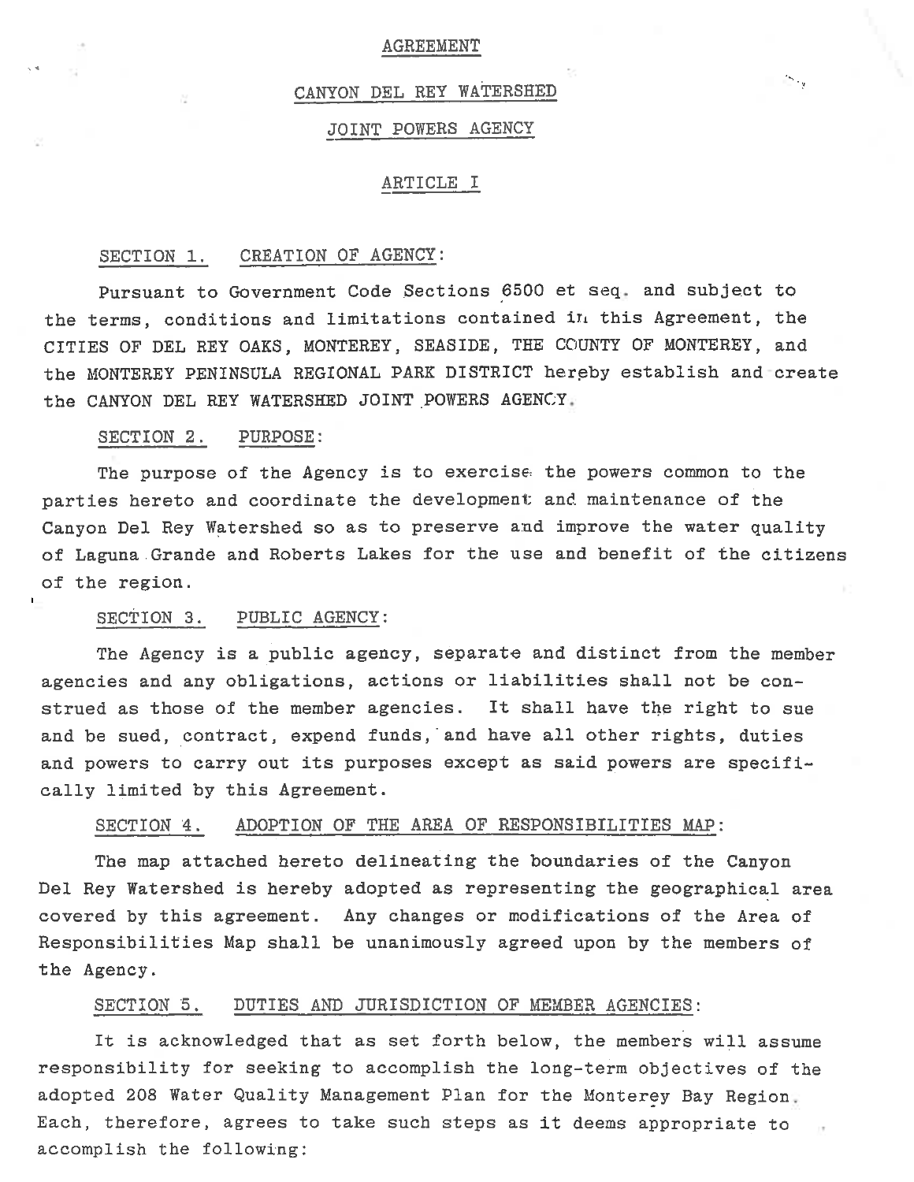# AGREEMENT

## CANYON DEL REY WATERSHED

## JOINT POWERS AGENCY

## ARTICLE I

### SECTION 1. CREATION OF AGENCY:

Pursuant to Government Code Sections 6500 et seq. and subject to the terms, conditions and limitations contained in this Agreement, the CITIES OF DEL REY OAKS, MONTEREY, SEASIDE, THE COUNTY OF MONTEREY, and the MONTEREY PENINSULA REGIONAL PARK DISTRICT hereby establish and create the CANYON DEL REY WATERSHED JOINT POWERS AGENCY.

### SECTION 2. PURPOSE:

The purpose of the Agency is to exercise the powers common to the parties hereto and coordinate the development and maintenance of the Canyon Del Rey Watershed so as to preserve and improve the water quality of Laguna Grande and Roberts Lakes for the use and benefit of the citizens of the region.

### SECTION 3. PUBLIC AGENCY:

The Agency is a public agency, separate and distinct from the member agencies and any obligations, actions or liabilities shall not be construed as those of the member agencies. It shall have the right to sue and be sued, contract, expend funds, and have all other rights, duties and powers to carry out its purposes except as said powers are specifically limited by this Agreement.

### SECTION 4. ADOPTION OF THE AREA OF RESPONSIBILITIES MAP:

The map attached hereto delineating the boundaries of the Canyon Del Rey Watershed is hereby adopted as representing the geographical area covered by this agreement. Any changes or modifications of the Area of Responsibilities Map shall be unanimously agreed upon by the members of the Agency.

### SECTION 5. DUTIES AND JURISDICTION OF MEMBER AGENCIES:

It is acknowledged that as set forth below, the members will assume responsibility for seeking to accomplish the long-term objectives of the adopted 208 Water Quality Management Plan for the Monterey Bay Region. Each, therefore, agrees to take such steps as it deems appropriate to accomplish the following: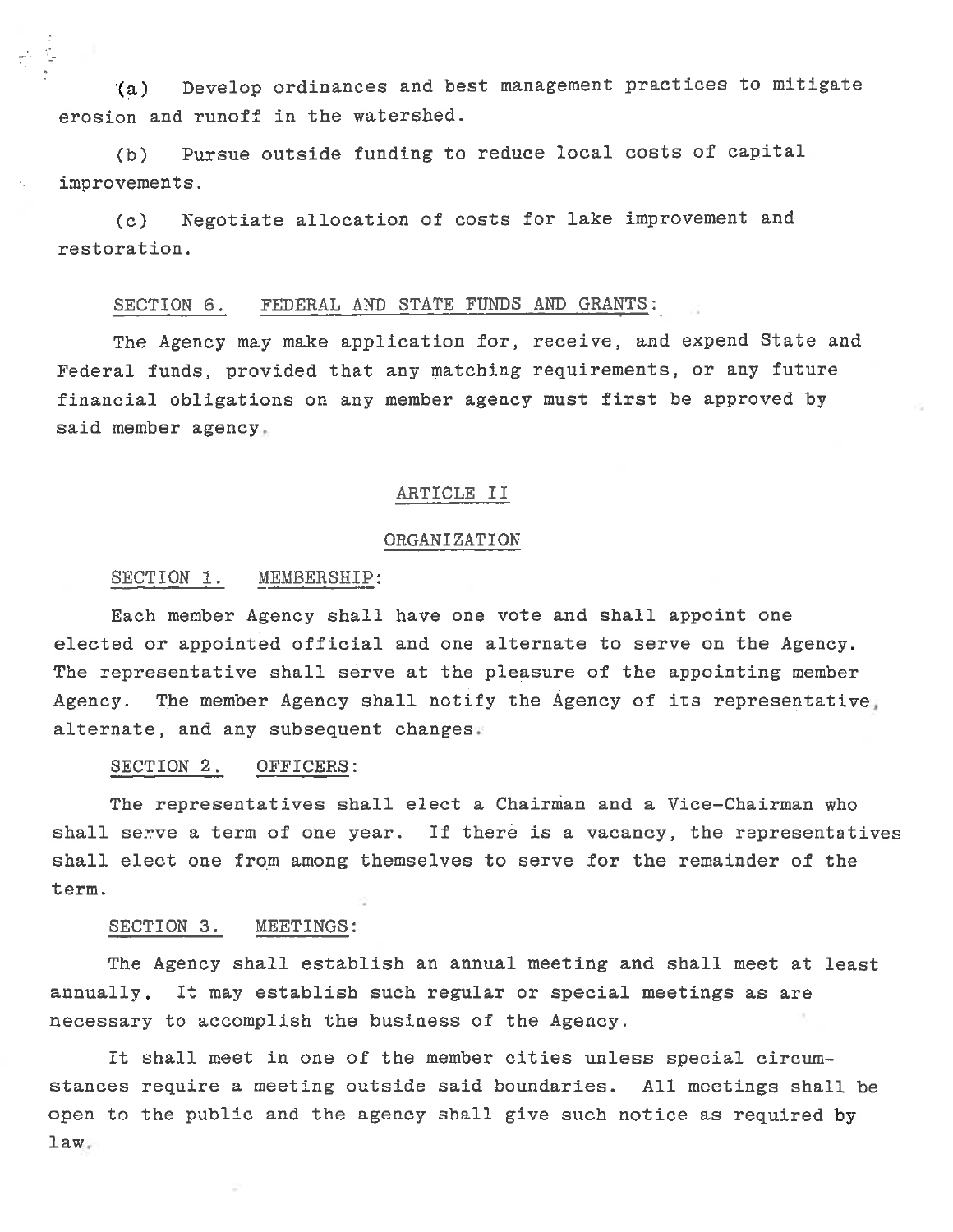(a) Develop ordinances and best management practices to mitigate erosion and runoff in the watershed.

(b) Pursue outside funding to reduce local costs of capital improvements.

(c) Negotiate allocation of costs for lake improvement and restoration.

SECTION 6. FEDERAL AND STATE FUNDS AND GRANTS:

The Agency may make application for, receive, and expend State and Federal funds, provided that any matching requirements, or any future financial obligations on any member agency must first be approved by said member agency.

## ARTICLE II

## ORGANIZATION

SECTION 1. MEMBERSHIP:

Each member Agency shall have one vote and shall appoint one elected or appointed official and one alternate to serve on the Agency. The representative shall serve at the pleasure of the appointing member Agency. The member Agency shall notify the Agency of its representative, alternate, and any subsequent changes.

SECTION 2. OFFICERS:

The representatives shall elect a Chairman and a Vice-Chairman who shall serve a term of one year. If there is a vacancy, the representatives shall elect one from among themselves to serve for the remainder of the term.

SECTION 3. MEETINGS:

The Agency shall establish an annual meeting and shall meet at least annually. It may establish such regular or special meetings as are necessary to accomplish the business of the Agency.

It shall meet in one of the member cities unless special circumstances require a meeting outside said boundaries. All meetings shall be open to the public and the agency shall give such notice as required by law.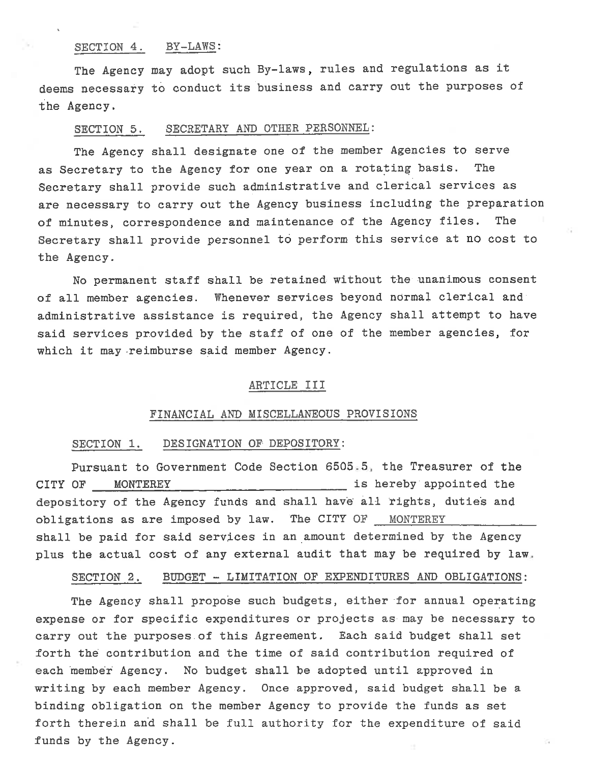SECTION 4. BY-LAWS:

The Agency may adopt such By-laws, rules and regulations as it deems necessary to conduct its business and carry out the purposes of the Agency.

SECTION 5. SECRETARY AND OTHER PERSONNEL:

The Agency shall designate one of the member Agencies to serve as Secretary to the Agency for one year on a rotating basis. The Secretary shall provide such administrative and clerical services as are necessary to carry out the Agency business including the preparation of minutes, correspondence and maintenance of the Agency files. The Secretary shall provide personnel to perform this service at no cost to the Agency.

No permanent staff shall be retained without the unanimous consent of all member agencies. Whenever services beyond normal clerical and administrative assistance is required, the Agency shall attempt to have said services provided by the staff of one of the member agencies, for which it may reimburse said member Agency.

## ARTICLE III

## FINANCIAL AND MISCELLANEOUS PROVISIONS

SECTION 1. DESIGNATION OF DEPOSITORY:

Pursuant to Government Code Section 6505.5, the Treasurer of the CITY OF MONTEREY is hereby appointed the depository of the Agency funds and shall have all rights, duties and obligations as are imposed by law. The CITY OF MONTEREY shall be paid for said services in an amount determined by the Agency plus the actual cost of any external audit that may be required by law.

SECTION 2. BUDGET - LIMITATION OF EXPENDITURES AND OBLIGATIONS:

The Agency shall propose such budgets, either for annual operating expense or for specific expenditures or projects as may be necessary to carry out the purposes of this Agreement. Each said budget shall set forth the contribution and the time of said contribution required of each member Agency. No budget shall be adopted until approved in writing by each member Agency. Once approved, said budget shall be a binding obligation on the member Agency to provide the funds as set forth therein and shall be full authority for the expenditure of said funds by the Agency.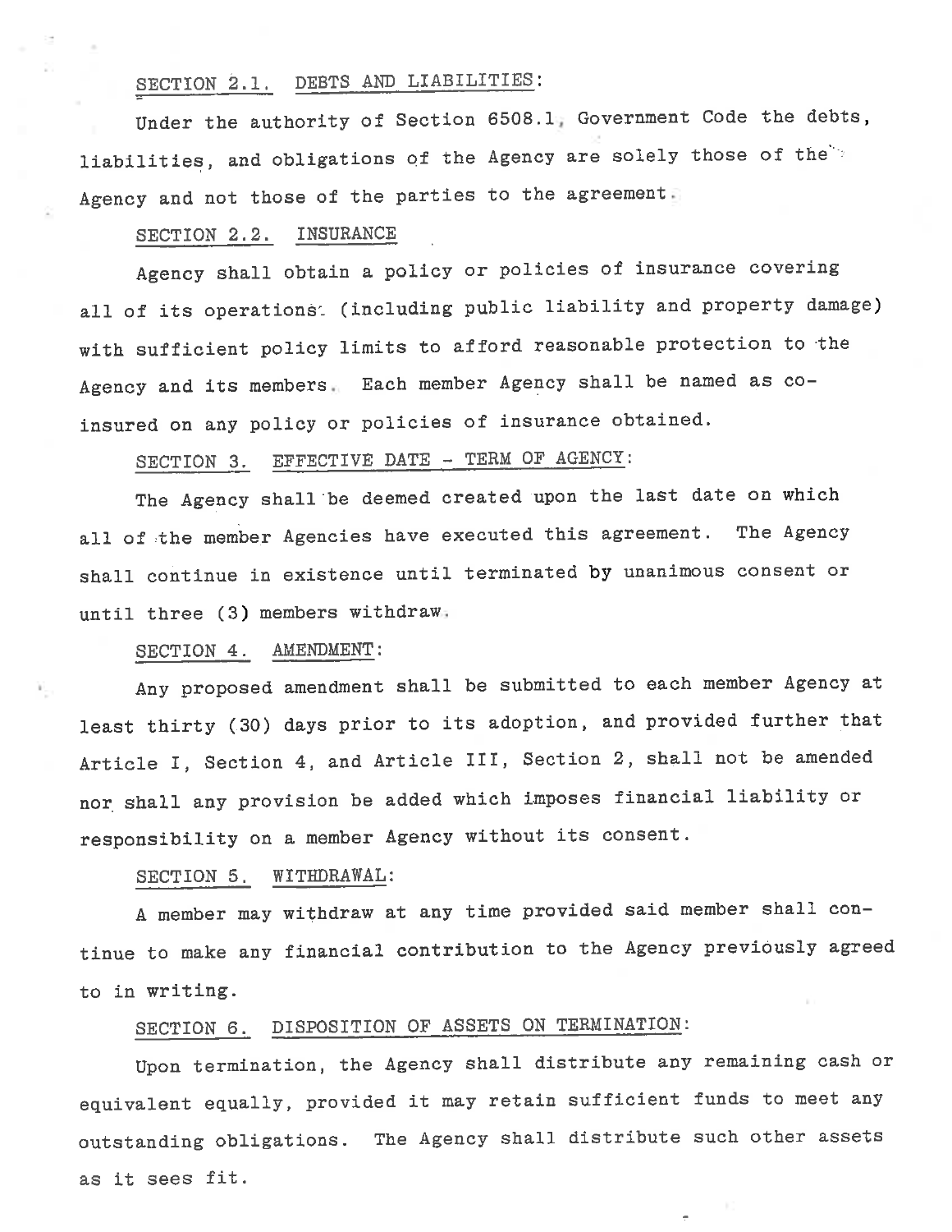SECTION 2.1. DEBTS AND LIABILITIES:

Under the authority of Section 6508.1, Government Code the debts, liabilities, and obligations of the Agency are solely those of the Agency and not those of the parties to the agreement.

SECTION 2.2. INSURANCE

Agency shall obtain a policy or policies of insurance covering all of its operations (including public liability and property damage) with sufficient policy limits to afford reasonable protection to the Agency and its members. Each member Agency shall be named as co-insured on any policy or policies of insurance obtained.

SECTION 3. EFFECTIVE DATE - TERM OF AGENCY:

The Agency shall be deemed created upon the last date on which all of the member Agencies have executed this agreement. The Agency shall continue in existence until terminated by unanimous consent or until three (3) members withdraw.

SECTION 4. AMENDMENT:

Any proposed amendment shall be submitted to each member Agency at least thirty (30) days prior to its adoption, and provided further that Article I, Section 4, and Article III, Section 2, shall not be amended nor shall any provision be added which imposes financial liability or responsibility on a member Agency without its consent.

SECTION 5. WITHDRAWAL:

A member may withdraw at any time provided said member shall continue to make any financial contribution to the Agency previously agreed to in writing.

SECTION 6. DISPOSITION OF ASSETS ON TERMINATION:

Upon termination, the Agency shall distribute any remaining cash or equivalent equally, provided it may retain sufficient funds to meet any outstanding obligations. The Agency shall distribute such other assets as it sees fit.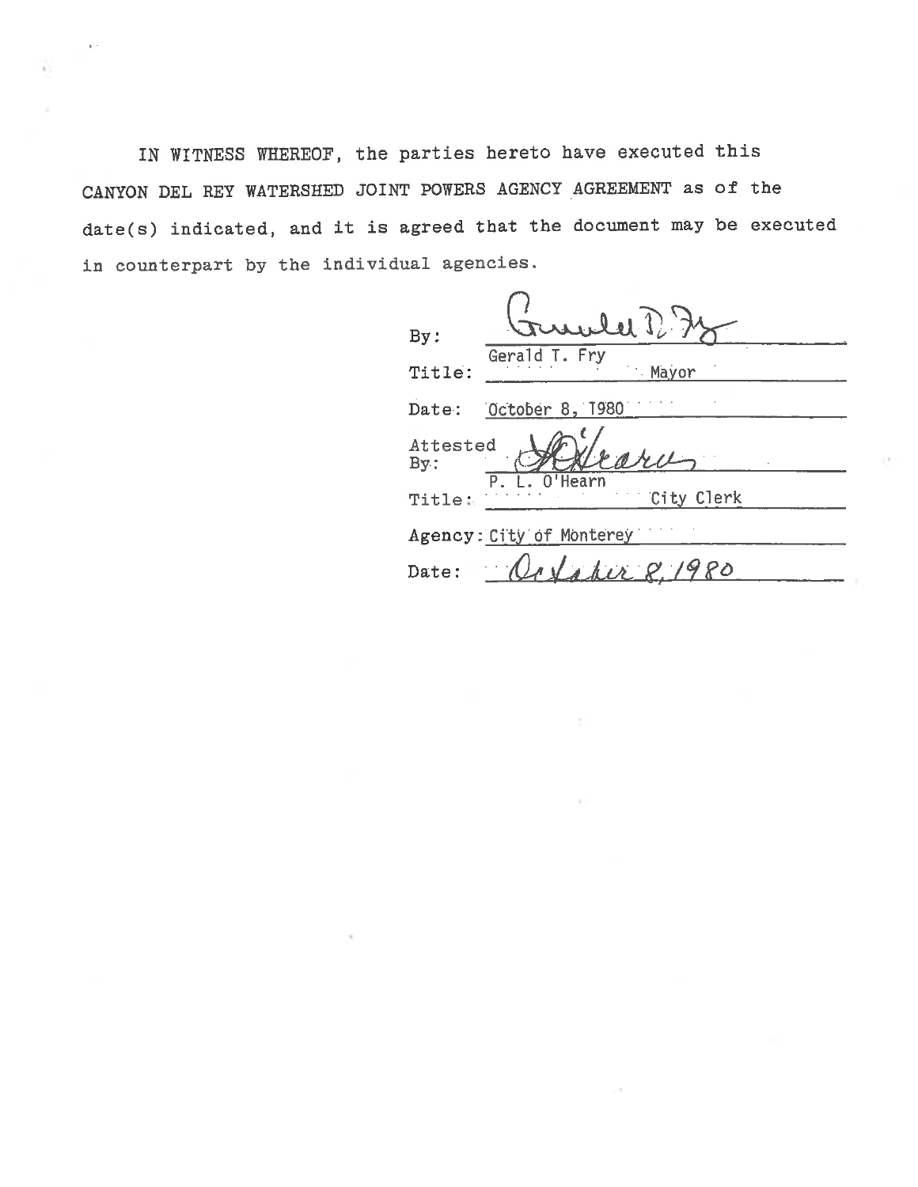IN WITNESS WHEREOF, the parties hereto have executed this CANYON DEL REY WATERSHED JOINT POWERS AGENCY AGREEMENT as of the date(s) indicated, and it is agreed that the document may be executed in counterpart by the individual agencies.

By: Gerald T. Fry

Title: Mayor

Date: October 8, 1980

Attested By: P. L. O'Hearn

Title: City Clerk

Agency: City of Monterey

Date: October 8, 1980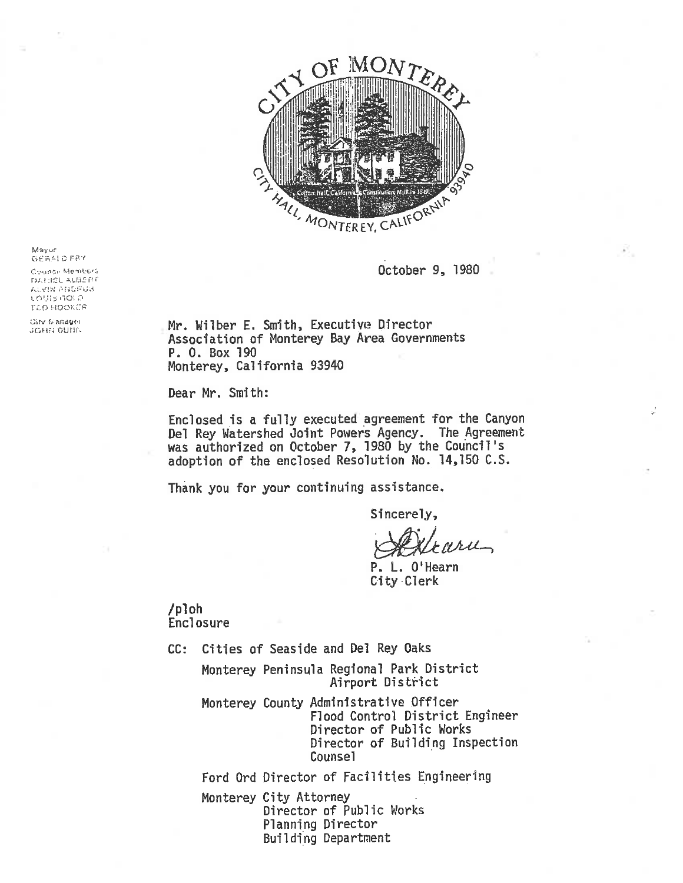CITY OF MONTEREY

CITY HALL, MONTEREY, CALIFORNIA 93940

Mayor
GERALD FRY

Council Members
DANIEL ALBERT
ALVIN ANDROS
LOUIS GOLD
TED HOOKER

City Manager
JOHN DUNN

October 9, 1980

Mr. Wilber E. Smith, Executive Director
Association of Monterey Bay Area Governments
P. O. Box 190
Monterey, California 93940

Dear Mr. Smith:

Enclosed is a fully executed agreement for the Canyon Del Rey Watershed Joint Powers Agency. The Agreement was authorized on October 7, 1980 by the Council's adoption of the enclosed Resolution No. 14,150 C.S.

Thank you for your continuing assistance.

Sincerely,

P. L. O'Hearn
City Clerk

/ploh
Enclosure

CC: Cities of Seaside and Del Rey Oaks

Monterey Peninsula Regional Park District
Airport District

Monterey County Administrative Officer
Flood Control District Engineer
Director of Public Works
Director of Building Inspection
Counsel

Ford Ord Director of Facilities Engineering

Monterey City Attorney
Director of Public Works
Planning Director
Building Department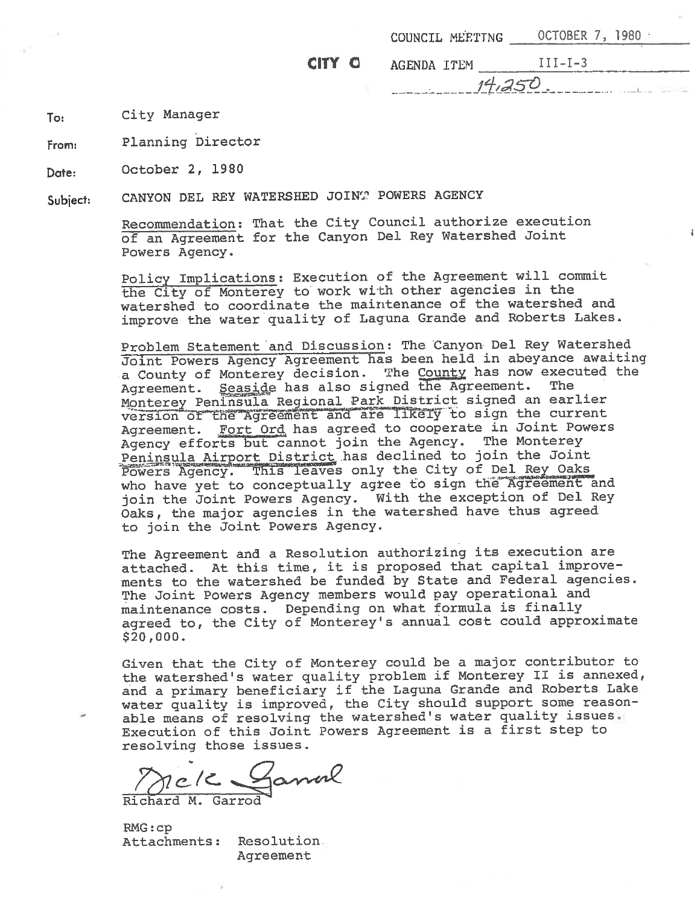COUNCIL MEETING OCTOBER 7, 1980

**CITY O** AGENDA ITEM III-I-3

14,250

**To:** City Manager

**From:** Planning Director

**Date:** October 2, 1980

**Subject:** CANYON DEL REY WATERSHED JOINT POWERS AGENCY

Recommendation: That the City Council authorize execution of an Agreement for the Canyon Del Rey Watershed Joint Powers Agency.

Policy Implications: Execution of the Agreement will commit the City of Monterey to work with other agencies in the watershed to coordinate the maintenance of the watershed and improve the water quality of Laguna Grande and Roberts Lakes.

Problem Statement and Discussion: The Canyon Del Rey Watershed Joint Powers Agency Agreement has been held in abeyance awaiting a County of Monterey decision. The County has now executed the Agreement. Seaside has also signed the Agreement. The Monterey Peninsula Regional Park District signed an earlier version of the Agreement and are likely to sign the current Agreement. Fort Ord has agreed to cooperate in Joint Powers Agency efforts but cannot join the Agency. The Monterey Peninsula Airport District has declined to join the Joint Powers Agency. This leaves only the City of Del Rey Oaks who have yet to conceptually agree to sign the Agreement and join the Joint Powers Agency. With the exception of Del Rey Oaks, the major agencies in the watershed have thus agreed to join the Joint Powers Agency.

The Agreement and a Resolution authorizing its execution are attached. At this time, it is proposed that capital improvements to the watershed be funded by State and Federal agencies. The Joint Powers Agency members would pay operational and maintenance costs. Depending on what formula is finally agreed to, the City of Monterey's annual cost could approximate $20,000.

Given that the City of Monterey could be a major contributor to the watershed's water quality problem if Monterey II is annexed, and a primary beneficiary if the Laguna Grande and Roberts Lake water quality is improved, the City should support some reasonable means of resolving the watershed's water quality issues. Execution of this Joint Powers Agreement is a first step to resolving those issues.

Dick Garrod

Richard M. Garrod

RMG:cp

Attachments: Resolution
Agreement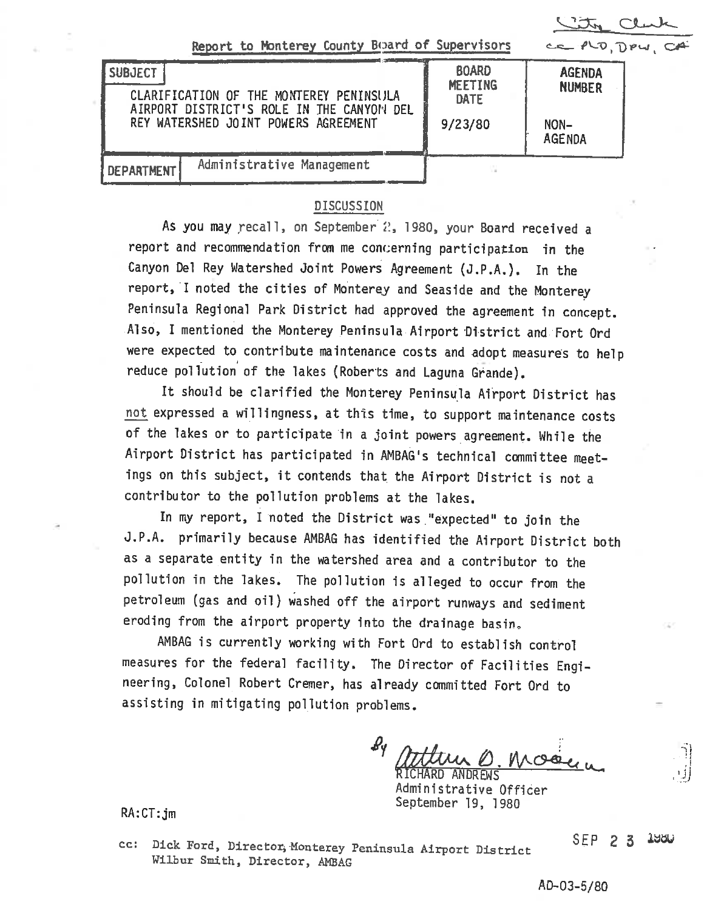City Clerk
cc PLD, DPW, CA

Report to Monterey County Board of Supervisors

| SUBJECT | | BOARD MEETING DATE | AGENDA NUMBER |
|---|---|---|---|
| CLARIFICATION OF THE MONTEREY PENINSULA AIRPORT DISTRICT'S ROLE IN THE CANYON DEL REY WATERSHED JOINT POWERS AGREEMENT | | 9/23/80 | NON-AGENDA |
| DEPARTMENT | Administrative Management | | |

## DISCUSSION

As you may recall, on September 2, 1980, your Board received a report and recommendation from me concerning participation in the Canyon Del Rey Watershed Joint Powers Agreement (J.P.A.). In the report, I noted the cities of Monterey and Seaside and the Monterey Peninsula Regional Park District had approved the agreement in concept. Also, I mentioned the Monterey Peninsula Airport District and Fort Ord were expected to contribute maintenance costs and adopt measures to help reduce pollution of the lakes (Roberts and Laguna Grande).

It should be clarified the Monterey Peninsula Airport District has not expressed a willingness, at this time, to support maintenance costs of the lakes or to participate in a joint powers agreement. While the Airport District has participated in AMBAG's technical committee meetings on this subject, it contends that the Airport District is not a contributor to the pollution problems at the lakes.

In my report, I noted the District was "expected" to join the J.P.A. primarily because AMBAG has identified the Airport District both as a separate entity in the watershed area and a contributor to the pollution in the lakes. The pollution is alleged to occur from the petroleum (gas and oil) washed off the airport runways and sediment eroding from the airport property into the drainage basin.

AMBAG is currently working with Fort Ord to establish control measures for the federal facility. The Director of Facilities Engineering, Colonel Robert Cremer, has already committed Fort Ord to assisting in mitigating pollution problems.

By Arthur D. Moore
RICHARD ANDREWS
Administrative Officer
September 19, 1980

RA:CT:jm

SEP 23 1980

cc: Dick Ford, Director, Monterey Peninsula Airport District
Wilbur Smith, Director, AMBAG

AD-03-5/80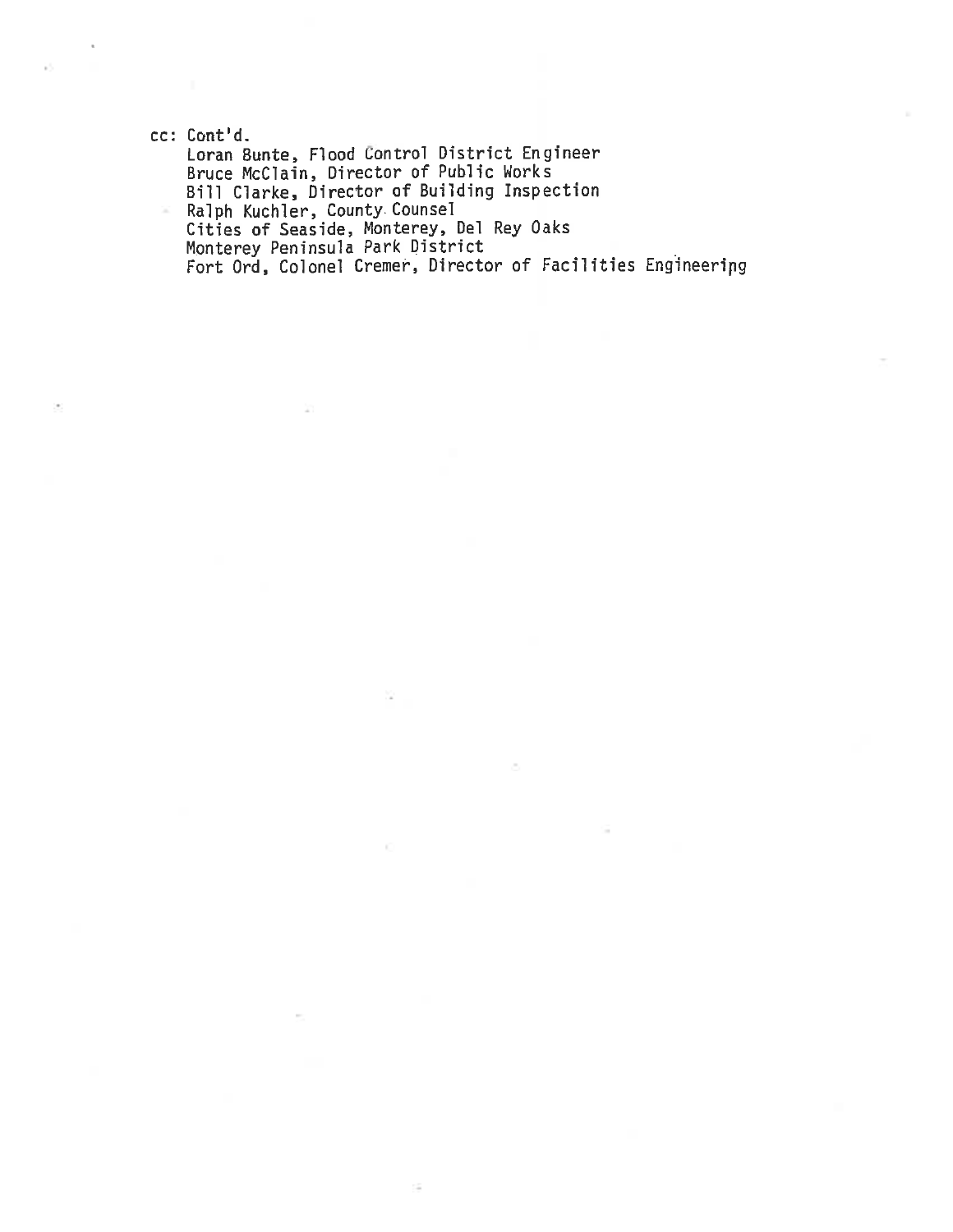cc: Cont'd.

Loran Bunte, Flood Control District Engineer
Bruce McClain, Director of Public Works
Bill Clarke, Director of Building Inspection
Ralph Kuchler, County Counsel
Cities of Seaside, Monterey, Del Rey Oaks
Monterey Peninsula Park District
Fort Ord, Colonel Cremer, Director of Facilities Engineering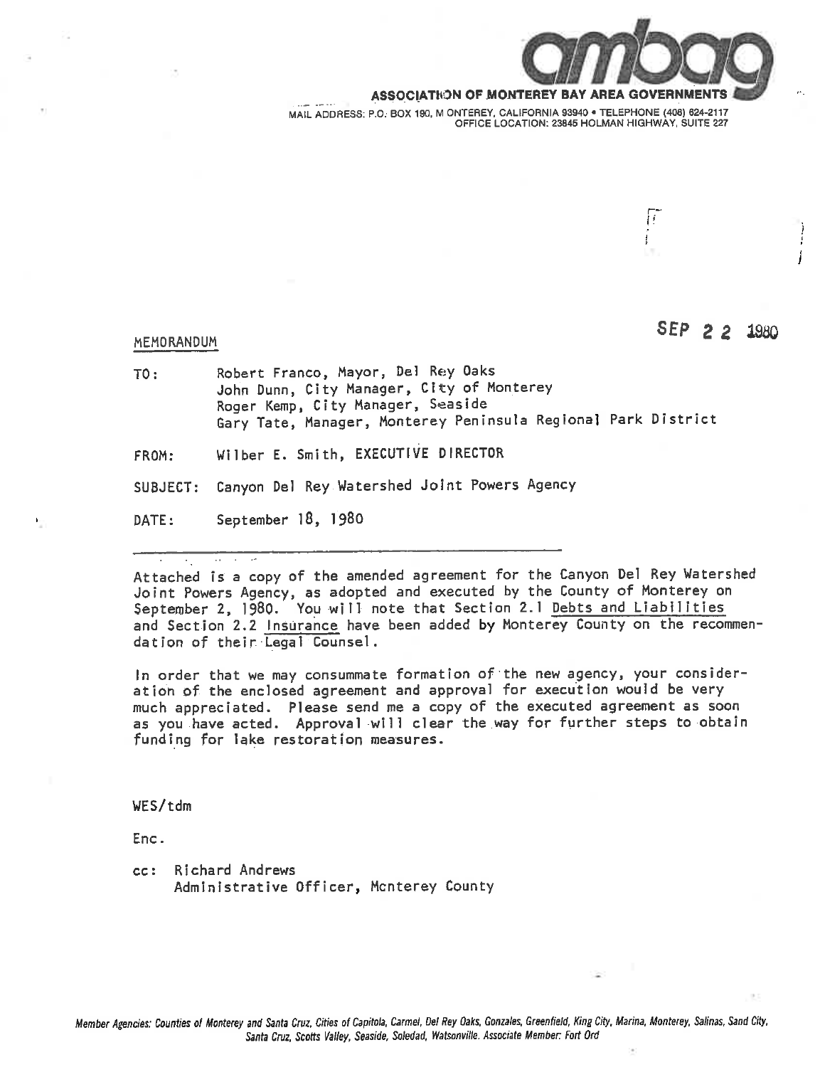ambag

**ASSOCIATION OF MONTEREY BAY AREA GOVERNMENTS**

MAIL ADDRESS: P.O. BOX 190, MONTEREY, CALIFORNIA 93940 • TELEPHONE (408) 624-2117
OFFICE LOCATION: 23845 HOLMAN HIGHWAY, SUITE 227

SEP 22 1980

MEMORANDUM

TO: Robert Franco, Mayor, Del Rey Oaks
John Dunn, City Manager, City of Monterey
Roger Kemp, City Manager, Seaside
Gary Tate, Manager, Monterey Peninsula Regional Park District

FROM: Wilber E. Smith, EXECUTIVE DIRECTOR

SUBJECT: Canyon Del Rey Watershed Joint Powers Agency

DATE: September 18, 1980

---

Attached is a copy of the amended agreement for the Canyon Del Rey Watershed Joint Powers Agency, as adopted and executed by the County of Monterey on September 2, 1980. You will note that Section 2.1 Debts and Liabilities and Section 2.2 Insurance have been added by Monterey County on the recommendation of their Legal Counsel.

In order that we may consummate formation of the new agency, your consideration of the enclosed agreement and approval for execution would be very much appreciated. Please send me a copy of the executed agreement as soon as you have acted. Approval will clear the way for further steps to obtain funding for lake restoration measures.

WES/tdm

Enc.

cc: Richard Andrews
Administrative Officer, Monterey County

*Member Agencies: Counties of Monterey and Santa Cruz, Cities of Capitola, Carmel, Del Rey Oaks, Gonzales, Greenfield, King City, Marina, Monterey, Salinas, Sand City, Santa Cruz, Scotts Valley, Seaside, Soledad, Watsonville. Associate Member: Fort Ord*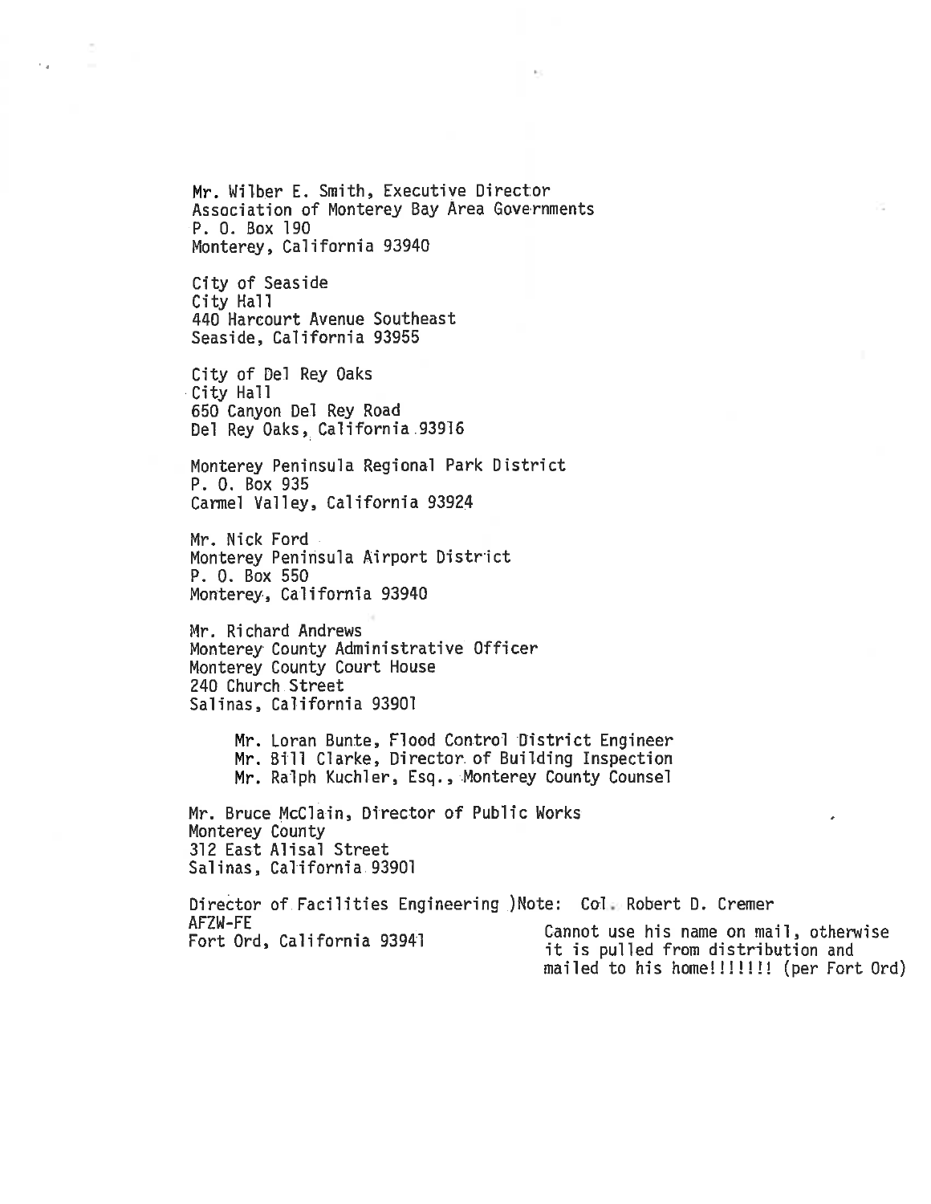Mr. Wilber E. Smith, Executive Director
Association of Monterey Bay Area Governments
P. O. Box 190
Monterey, California 93940

City of Seaside
City Hall
440 Harcourt Avenue Southeast
Seaside, California 93955

City of Del Rey Oaks
City Hall
650 Canyon Del Rey Road
Del Rey Oaks, California 93916

Monterey Peninsula Regional Park District
P. O. Box 935
Carmel Valley, California 93924

Mr. Nick Ford
Monterey Peninsula Airport District
P. O. Box 550
Monterey, California 93940

Mr. Richard Andrews
Monterey County Administrative Officer
Monterey County Court House
240 Church Street
Salinas, California 93901

> Mr. Loran Bunte, Flood Control District Engineer
> Mr. Bill Clarke, Director of Building Inspection
> Mr. Ralph Kuchler, Esq., Monterey County Counsel

Mr. Bruce McClain, Director of Public Works
Monterey County
312 East Alisal Street
Salinas, California 93901

Director of Facilities Engineering )Note: Col. Robert D. Cremer
AFZW-FE
Fort Ord, California 93941

Cannot use his name on mail, otherwise it is pulled from distribution and mailed to his home!!!!!!! (per Fort Ord)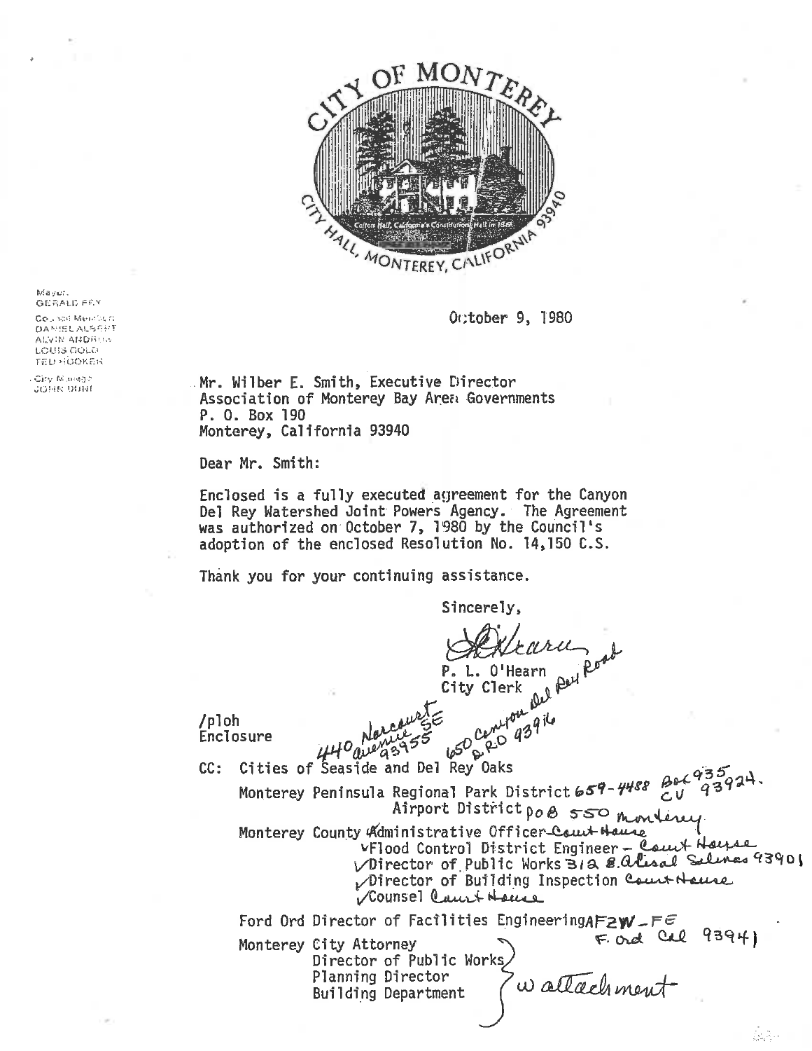CITY OF MONTEREY

Colton Hall, California's Constitutional Hall in 1849

CITY HALL, MONTEREY, CALIFORNIA 93940

Mayor:
GERALD FRY

Council Members:
DANIEL ALBERT
ALVIN ANDRUS
LOUIS GOLD
TED HOOKER

City Manager:
JOHN DUNI

October 9, 1980

Mr. Wilber E. Smith, Executive Director
Association of Monterey Bay Area Governments
P. O. Box 190
Monterey, California 93940

Dear Mr. Smith:

Enclosed is a fully executed agreement for the Canyon Del Rey Watershed Joint Powers Agency. The Agreement was authorized on October 7, 1980 by the Council's adoption of the enclosed Resolution No. 14,150 C.S.

Thank you for your continuing assistance.

Sincerely,

P. L. O'Hearn
City Clerk

/ploh
Enclosure

440 Harcourt avenue SE 93955 — 650 Canyon del Rey Road D.R.O 93940

CC: Cities of Seaside and Del Rey Oaks

Monterey Peninsula Regional Park District 659-4488 Box 935 CV 93924.

Airport District PoB 550 Monterey

Monterey County Administrative Officer Court House

✓Flood Control District Engineer – Court House

✓Director of Public Works 312 E. Alisal Salinas 93901

✓Director of Building Inspection Court House

✓Counsel Court House

Ford Ord Director of Facilities Engineering AFZW-FE F. Ord Cal 93941

Monterey City Attorney
Director of Public Works
Planning Director
Building Department

w attachment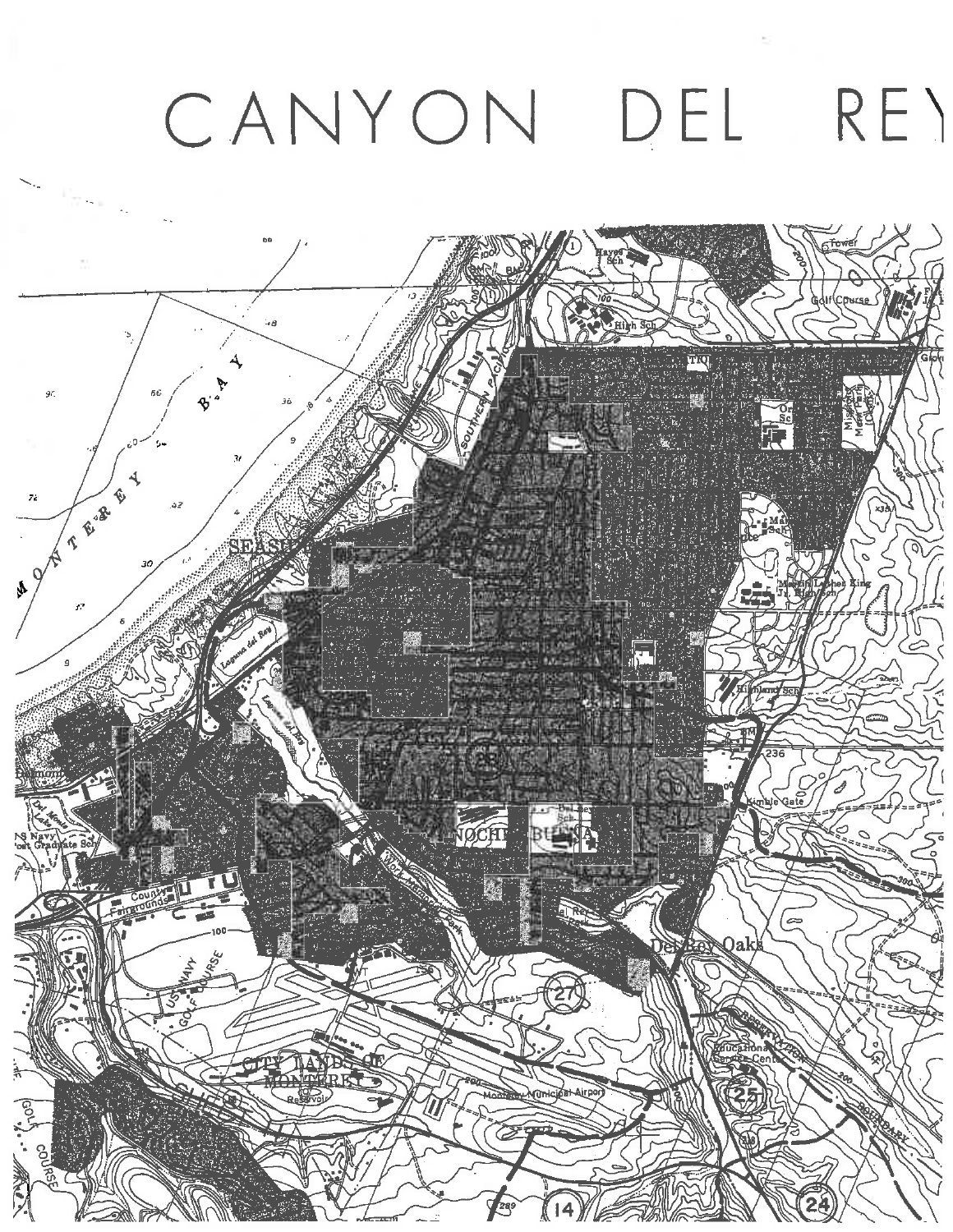# CANYON DEL REY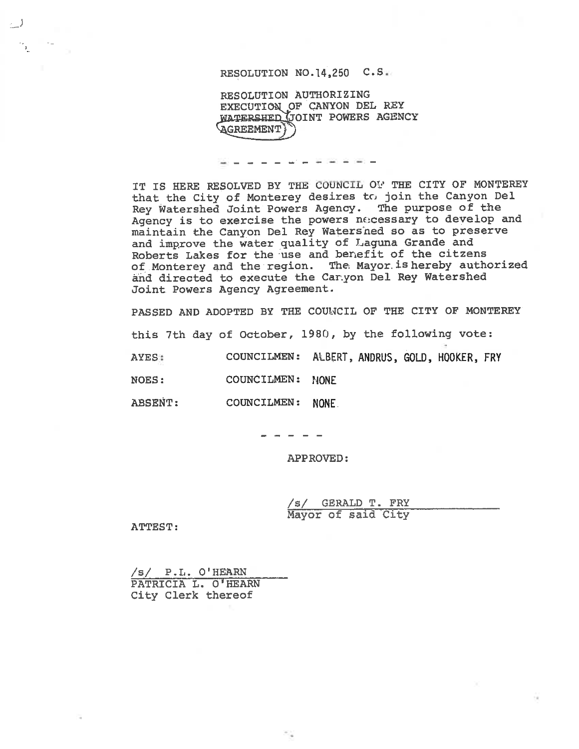RESOLUTION NO. 14,250 C.S.

RESOLUTION AUTHORIZING EXECUTION OF CANYON DEL REY WATERSHED JOINT POWERS AGENCY AGREEMENT

- - - - - - - - - - - -

IT IS HERE RESOLVED BY THE COUNCIL OF THE CITY OF MONTEREY that the City of Monterey desires to join the Canyon Del Rey Watershed Joint Powers Agency. The purpose of the Agency is to exercise the powers necessary to develop and maintain the Canyon Del Rey Watershed so as to preserve and improve the water quality of Laguna Grande and Roberts Lakes for the use and benefit of the citzens of Monterey and the region. The Mayor is hereby authorized and directed to execute the Canyon Del Rey Watershed Joint Powers Agency Agreement.

PASSED AND ADOPTED BY THE COUNCIL OF THE CITY OF MONTEREY this 7th day of October, 1980, by the following vote:

AYES: COUNCILMEN: ALBERT, ANDRUS, GOLD, HOOKER, FRY

NOES: COUNCILMEN: NONE

ABSENT: COUNCILMEN: NONE

- - - - -

APPROVED:

/s/ GERALD T. FRY
Mayor of said City

ATTEST:

/s/ P.L. O'HEARN
PATRICIA L. O'HEARN
City Clerk thereof